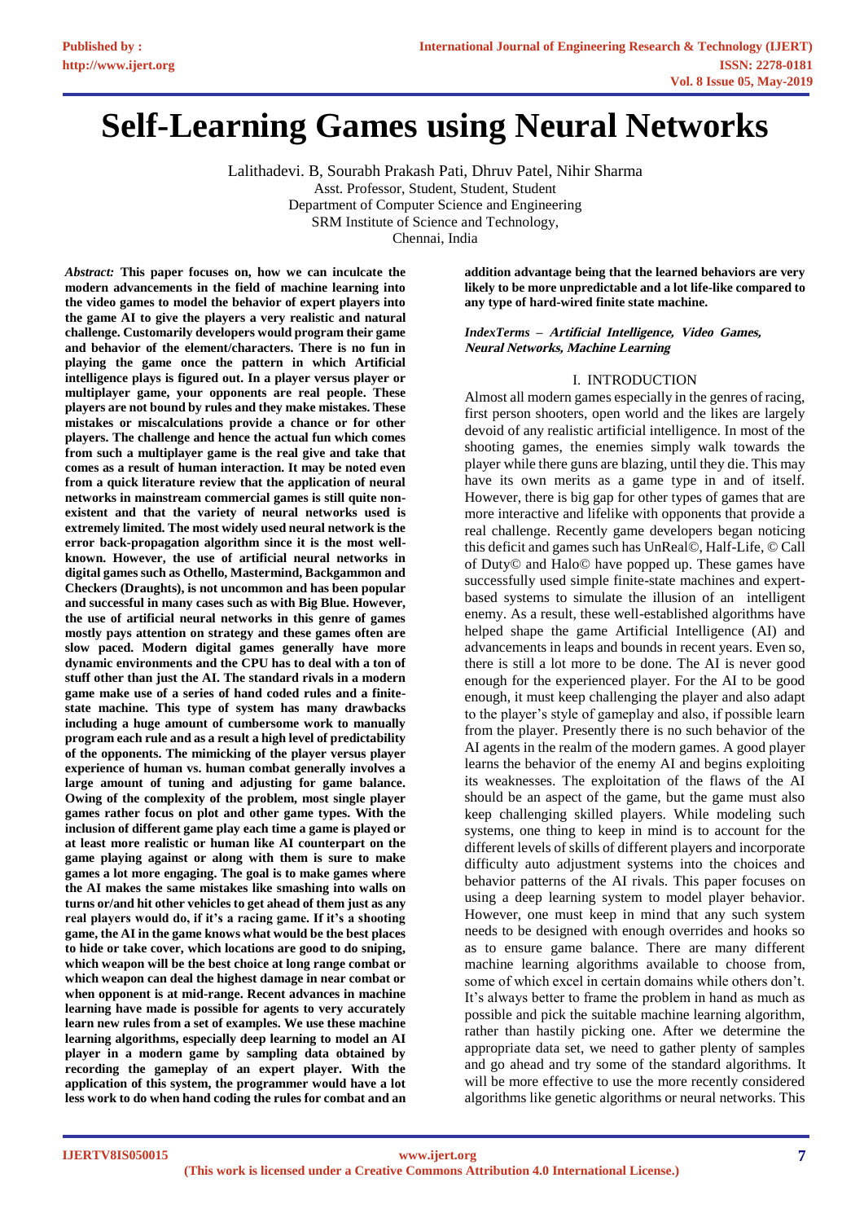# Self-Learning Games using Neural Networks

Lalithadevi. B, Sourabh Prakash Pati, Dhruv Patel, Nihir Sharma
Asst. Professor, Student, Student, Student
Department of Computer Science and Engineering
SRM Institute of Science and Technology,
Chennai, India

***Abstract:*** **This paper focuses on, how we can inculcate the modern advancements in the field of machine learning into the video games to model the behavior of expert players into the game AI to give the players a very realistic and natural challenge. Customarily developers would program their game and behavior of the element/characters. There is no fun in playing the game once the pattern in which Artificial intelligence plays is figured out. In a player versus player or multiplayer game, your opponents are real people. These players are not bound by rules and they make mistakes. These mistakes or miscalculations provide a chance or for other players. The challenge and hence the actual fun which comes from such a multiplayer game is the real give and take that comes as a result of human interaction. It may be noted even from a quick literature review that the application of neural networks in mainstream commercial games is still quite non-existent and that the variety of neural networks used is extremely limited. The most widely used neural network is the error back-propagation algorithm since it is the most well-known. However, the use of artificial neural networks in digital games such as Othello, Mastermind, Backgammon and Checkers (Draughts), is not uncommon and has been popular and successful in many cases such as with Big Blue. However, the use of artificial neural networks in this genre of games mostly pays attention on strategy and these games often are slow paced. Modern digital games generally have more dynamic environments and the CPU has to deal with a ton of stuff other than just the AI. The standard rivals in a modern game make use of a series of hand coded rules and a finite-state machine. This type of system has many drawbacks including a huge amount of cumbersome work to manually program each rule and as a result a high level of predictability of the opponents. The mimicking of the player versus player experience of human vs. human combat generally involves a large amount of tuning and adjusting for game balance. Owing of the complexity of the problem, most single player games rather focus on plot and other game types. With the inclusion of different game play each time a game is played or at least more realistic or human like AI counterpart on the game playing against or along with them is sure to make games a lot more engaging. The goal is to make games where the AI makes the same mistakes like smashing into walls on turns or/and hit other vehicles to get ahead of them just as any real players would do, if it's a racing game. If it's a shooting game, the AI in the game knows what would be the best places to hide or take cover, which locations are good to do sniping, which weapon will be the best choice at long range combat or which weapon can deal the highest damage in near combat or when opponent is at mid-range. Recent advances in machine learning have made is possible for agents to very accurately learn new rules from a set of examples. We use these machine learning algorithms, especially deep learning to model an AI player in a modern game by sampling data obtained by recording the gameplay of an expert player. With the application of this system, the programmer would have a lot less work to do when hand coding the rules for combat and an addition advantage being that the learned behaviors are very likely to be more unpredictable and a lot life-like compared to any type of hard-wired finite state machine.**

***IndexTerms – Artificial Intelligence, Video Games, Neural Networks, Machine Learning***

## I. INTRODUCTION

Almost all modern games especially in the genres of racing, first person shooters, open world and the likes are largely devoid of any realistic artificial intelligence. In most of the shooting games, the enemies simply walk towards the player while there guns are blazing, until they die. This may have its own merits as a game type in and of itself. However, there is big gap for other types of games that are more interactive and lifelike with opponents that provide a real challenge. Recently game developers began noticing this deficit and games such has UnReal©, Half-Life, © Call of Duty© and Halo© have popped up. These games have successfully used simple finite-state machines and expert-based systems to simulate the illusion of an intelligent enemy. As a result, these well-established algorithms have helped shape the game Artificial Intelligence (AI) and advancements in leaps and bounds in recent years. Even so, there is still a lot more to be done. The AI is never good enough for the experienced player. For the AI to be good enough, it must keep challenging the player and also adapt to the player's style of gameplay and also, if possible learn from the player. Presently there is no such behavior of the AI agents in the realm of the modern games. A good player learns the behavior of the enemy AI and begins exploiting its weaknesses. The exploitation of the flaws of the AI should be an aspect of the game, but the game must also keep challenging skilled players. While modeling such systems, one thing to keep in mind is to account for the different levels of skills of different players and incorporate difficulty auto adjustment systems into the choices and behavior patterns of the AI rivals. This paper focuses on using a deep learning system to model player behavior. However, one must keep in mind that any such system needs to be designed with enough overrides and hooks so as to ensure game balance. There are many different machine learning algorithms available to choose from, some of which excel in certain domains while others don't. It's always better to frame the problem in hand as much as possible and pick the suitable machine learning algorithm, rather than hastily picking one. After we determine the appropriate data set, we need to gather plenty of samples and go ahead and try some of the standard algorithms. It will be more effective to use the more recently considered algorithms like genetic algorithms or neural networks. This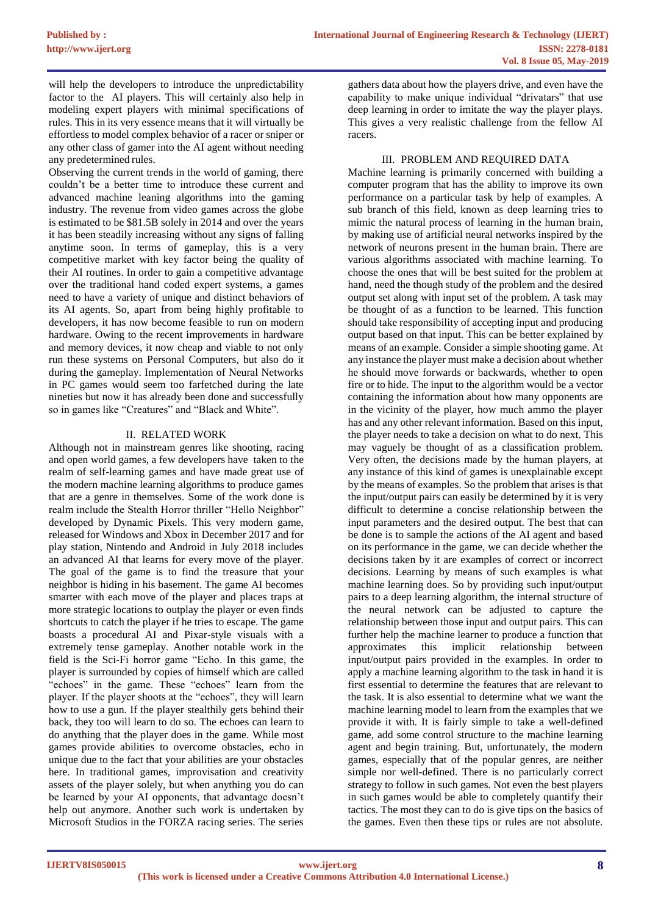will help the developers to introduce the unpredictability factor to the AI players. This will certainly also help in modeling expert players with minimal specifications of rules. This in its very essence means that it will virtually be effortless to model complex behavior of a racer or sniper or any other class of gamer into the AI agent without needing any predetermined rules.

Observing the current trends in the world of gaming, there couldn't be a better time to introduce these current and advanced machine leaning algorithms into the gaming industry. The revenue from video games across the globe is estimated to be $81.5B solely in 2014 and over the years it has been steadily increasing without any signs of falling anytime soon. In terms of gameplay, this is a very competitive market with key factor being the quality of their AI routines. In order to gain a competitive advantage over the traditional hand coded expert systems, a games need to have a variety of unique and distinct behaviors of its AI agents. So, apart from being highly profitable to developers, it has now become feasible to run on modern hardware. Owing to the recent improvements in hardware and memory devices, it now cheap and viable to not only run these systems on Personal Computers, but also do it during the gameplay. Implementation of Neural Networks in PC games would seem too farfetched during the late nineties but now it has already been done and successfully so in games like "Creatures" and "Black and White".

## II. RELATED WORK

Although not in mainstream genres like shooting, racing and open world games, a few developers have taken to the realm of self-learning games and have made great use of the modern machine learning algorithms to produce games that are a genre in themselves. Some of the work done is realm include the Stealth Horror thriller "Hello Neighbor" developed by Dynamic Pixels. This very modern game, released for Windows and Xbox in December 2017 and for play station, Nintendo and Android in July 2018 includes an advanced AI that learns for every move of the player. The goal of the game is to find the treasure that your neighbor is hiding in his basement. The game AI becomes smarter with each move of the player and places traps at more strategic locations to outplay the player or even finds shortcuts to catch the player if he tries to escape. The game boasts a procedural AI and Pixar-style visuals with a extremely tense gameplay. Another notable work in the field is the Sci-Fi horror game "Echo. In this game, the player is surrounded by copies of himself which are called "echoes" in the game. These "echoes" learn from the player. If the player shoots at the "echoes", they will learn how to use a gun. If the player stealthily gets behind their back, they too will learn to do so. The echoes can learn to do anything that the player does in the game. While most games provide abilities to overcome obstacles, echo in unique due to the fact that your abilities are your obstacles here. In traditional games, improvisation and creativity assets of the player solely, but when anything you do can be learned by your AI opponents, that advantage doesn't help out anymore. Another such work is undertaken by Microsoft Studios in the FORZA racing series. The series gathers data about how the players drive, and even have the capability to make unique individual "drivatars" that use deep learning in order to imitate the way the player plays. This gives a very realistic challenge from the fellow AI racers.

## III. PROBLEM AND REQUIRED DATA

Machine learning is primarily concerned with building a computer program that has the ability to improve its own performance on a particular task by help of examples. A sub branch of this field, known as deep learning tries to mimic the natural process of learning in the human brain, by making use of artificial neural networks inspired by the network of neurons present in the human brain. There are various algorithms associated with machine learning. To choose the ones that will be best suited for the problem at hand, need the though study of the problem and the desired output set along with input set of the problem. A task may be thought of as a function to be learned. This function should take responsibility of accepting input and producing output based on that input. This can be better explained by means of an example. Consider a simple shooting game. At any instance the player must make a decision about whether he should move forwards or backwards, whether to open fire or to hide. The input to the algorithm would be a vector containing the information about how many opponents are in the vicinity of the player, how much ammo the player has and any other relevant information. Based on this input, the player needs to take a decision on what to do next. This may vaguely be thought of as a classification problem. Very often, the decisions made by the human players, at any instance of this kind of games is unexplainable except by the means of examples. So the problem that arises is that the input/output pairs can easily be determined by it is very difficult to determine a concise relationship between the input parameters and the desired output. The best that can be done is to sample the actions of the AI agent and based on its performance in the game, we can decide whether the decisions taken by it are examples of correct or incorrect decisions. Learning by means of such examples is what machine learning does. So by providing such input/output pairs to a deep learning algorithm, the internal structure of the neural network can be adjusted to capture the relationship between those input and output pairs. This can further help the machine learner to produce a function that approximates this implicit relationship between input/output pairs provided in the examples. In order to apply a machine learning algorithm to the task in hand it is first essential to determine the features that are relevant to the task. It is also essential to determine what we want the machine learning model to learn from the examples that we provide it with. It is fairly simple to take a well-defined game, add some control structure to the machine learning agent and begin training. But, unfortunately, the modern games, especially that of the popular genres, are neither simple nor well-defined. There is no particularly correct strategy to follow in such games. Not even the best players in such games would be able to completely quantify their tactics. The most they can to do is give tips on the basics of the games. Even then these tips or rules are not absolute.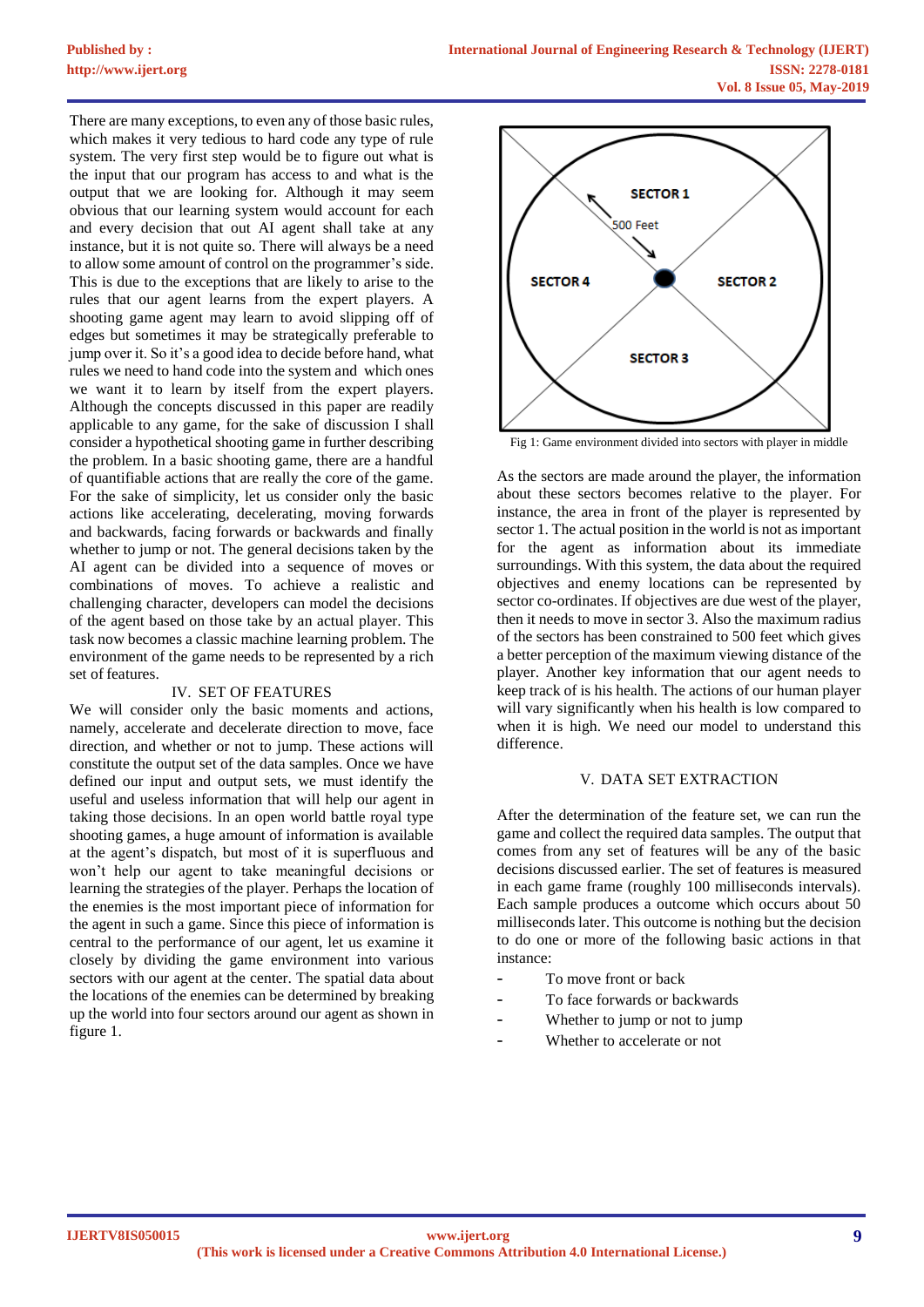There are many exceptions, to even any of those basic rules, which makes it very tedious to hard code any type of rule system. The very first step would be to figure out what is the input that our program has access to and what is the output that we are looking for. Although it may seem obvious that our learning system would account for each and every decision that out AI agent shall take at any instance, but it is not quite so. There will always be a need to allow some amount of control on the programmer's side. This is due to the exceptions that are likely to arise to the rules that our agent learns from the expert players. A shooting game agent may learn to avoid slipping off of edges but sometimes it may be strategically preferable to jump over it. So it's a good idea to decide before hand, what rules we need to hand code into the system and which ones we want it to learn by itself from the expert players. Although the concepts discussed in this paper are readily applicable to any game, for the sake of discussion I shall consider a hypothetical shooting game in further describing the problem. In a basic shooting game, there are a handful of quantifiable actions that are really the core of the game. For the sake of simplicity, let us consider only the basic actions like accelerating, decelerating, moving forwards and backwards, facing forwards or backwards and finally whether to jump or not. The general decisions taken by the AI agent can be divided into a sequence of moves or combinations of moves. To achieve a realistic and challenging character, developers can model the decisions of the agent based on those take by an actual player. This task now becomes a classic machine learning problem. The environment of the game needs to be represented by a rich set of features.

## IV. SET OF FEATURES

We will consider only the basic moments and actions, namely, accelerate and decelerate direction to move, face direction, and whether or not to jump. These actions will constitute the output set of the data samples. Once we have defined our input and output sets, we must identify the useful and useless information that will help our agent in taking those decisions. In an open world battle royal type shooting games, a huge amount of information is available at the agent's dispatch, but most of it is superfluous and won't help our agent to take meaningful decisions or learning the strategies of the player. Perhaps the location of the enemies is the most important piece of information for the agent in such a game. Since this piece of information is central to the performance of our agent, let us examine it closely by dividing the game environment into various sectors with our agent at the center. The spatial data about the locations of the enemies can be determined by breaking up the world into four sectors around our agent as shown in figure 1.

Fig 1: Game environment divided into sectors with player in middle

As the sectors are made around the player, the information about these sectors becomes relative to the player. For instance, the area in front of the player is represented by sector 1. The actual position in the world is not as important for the agent as information about its immediate surroundings. With this system, the data about the required objectives and enemy locations can be represented by sector co-ordinates. If objectives are due west of the player, then it needs to move in sector 3. Also the maximum radius of the sectors has been constrained to 500 feet which gives a better perception of the maximum viewing distance of the player. Another key information that our agent needs to keep track of is his health. The actions of our human player will vary significantly when his health is low compared to when it is high. We need our model to understand this difference.

## V. DATA SET EXTRACTION

After the determination of the feature set, we can run the game and collect the required data samples. The output that comes from any set of features will be any of the basic decisions discussed earlier. The set of features is measured in each game frame (roughly 100 milliseconds intervals). Each sample produces a outcome which occurs about 50 milliseconds later. This outcome is nothing but the decision to do one or more of the following basic actions in that instance:

- To move front or back
- To face forwards or backwards
- Whether to jump or not to jump
- Whether to accelerate or not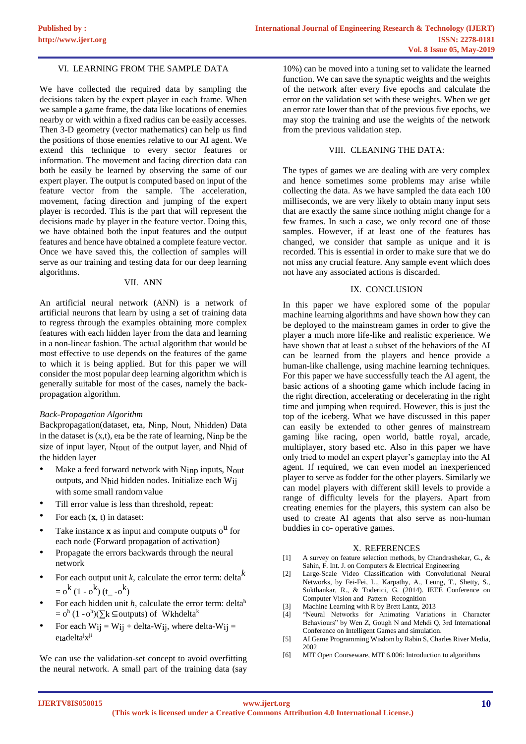## VI. LEARNING FROM THE SAMPLE DATA

We have collected the required data by sampling the decisions taken by the expert player in each frame. When we sample a game frame, the data like locations of enemies nearby or with within a fixed radius can be easily accesses. Then 3-D geometry (vector mathematics) can help us find the positions of those enemies relative to our AI agent. We extend this technique to every sector features or information. The movement and facing direction data can both be easily be learned by observing the same of our expert player. The output is computed based on input of the feature vector from the sample. The acceleration, movement, facing direction and jumping of the expert player is recorded. This is the part that will represent the decisions made by player in the feature vector. Doing this, we have obtained both the input features and the output features and hence have obtained a complete feature vector. Once we have saved this, the collection of samples will serve as our training and testing data for our deep learning algorithms.

## VII. ANN

An artificial neural network (ANN) is a network of artificial neurons that learn by using a set of training data to regress through the examples obtaining more complex features with each hidden layer from the data and learning in a non-linear fashion. The actual algorithm that would be most effective to use depends on the features of the game to which it is being applied. But for this paper we will consider the most popular deep learning algorithm which is generally suitable for most of the cases, namely the back-propagation algorithm.

*Back-Propagation Algorithm*

Backpropagation(dataset, eta, Ninp, Nout, Nhidden) Data in the dataset is (x,t), eta be the rate of learning, Ninp be the size of input layer, Ntout of the output layer, and Nhid of the hidden layer

- Make a feed forward network with $N_{inp}$ inputs, $N_{out}$ outputs, and $N_{hid}$ hidden nodes. Initialize each $W_{ij}$ with some small random value
- Till error value is less than threshold, repeat:
- For each (**x**, t) in dataset:
- Take instance **x** as input and compute outputs $o^u$ for each node (Forward propagation of activation)
- Propagate the errors backwards through the neural network
- For each output unit *k*, calculate the error term: $\text{delta}^k = o^k (1 - o^k) (t\_ - o^k)$
- For each hidden unit *h*, calculate the error term: $\text{delta}^h = o^h (1 - o^h)(\sum k \subseteq \text{outputs})$ of $W_{kh}\text{delta}^k$
- For each $W_{ij} = W_{ij} + \text{delta-}W_{ij}$, where $\text{delta-}W_{ij} = \text{eta}\,\text{delta}^j x^{ji}$

We can use the validation-set concept to avoid overfitting the neural network. A small part of the training data (say 10%) can be moved into a tuning set to validate the learned function. We can save the synaptic weights and the weights of the network after every five epochs and calculate the error on the validation set with these weights. When we get an error rate lower than that of the previous five epochs, we may stop the training and use the weights of the network from the previous validation step.

## VIII. CLEANING THE DATA:

The types of games we are dealing with are very complex and hence sometimes some problems may arise while collecting the data. As we have sampled the data each 100 milliseconds, we are very likely to obtain many input sets that are exactly the same since nothing might change for a few frames. In such a case, we only record one of those samples. However, if at least one of the features has changed, we consider that sample as unique and it is recorded. This is essential in order to make sure that we do not miss any crucial feature. Any sample event which does not have any associated actions is discarded.

## IX. CONCLUSION

In this paper we have explored some of the popular machine learning algorithms and have shown how they can be deployed to the mainstream games in order to give the player a much more life-like and realistic experience. We have shown that at least a subset of the behaviors of the AI can be learned from the players and hence provide a human-like challenge, using machine learning techniques. For this paper we have successfully teach the AI agent, the basic actions of a shooting game which include facing in the right direction, accelerating or decelerating in the right time and jumping when required. However, this is just the top of the iceberg. What we have discussed in this paper can easily be extended to other genres of mainstream gaming like racing, open world, battle royal, arcade, multiplayer, story based etc. Also in this paper we have only tried to model an expert player's gameplay into the AI agent. If required, we can even model an inexperienced player to serve as fodder for the other players. Similarly we can model players with different skill levels to provide a range of difficulty levels for the players. Apart from creating enemies for the players, this system can also be used to create AI agents that also serve as non-human buddies in co- operative games.

## X. REFERENCES

[1] A survey on feature selection methods, by Chandrashekar, G., & Sahin, F. Int. J. on Computers & Electrical Engineering

[2] Large-Scale Video Classification with Convolutional Neural Networks, by Fei-Fei, L., Karpathy, A., Leung, T., Shetty, S., Sukthankar, R., & Toderici, G. (2014). IEEE Conference on Computer Vision and Pattern Recognition

[3] Machine Learning with R by Brett Lantz, 2013

[4] "Neural Networks for Animating Variations in Character Behaviours" by Wen Z, Gough N and Mehdi Q, 3rd International Conference on Intelligent Games and simulation.

[5] AI Game Programming Wisdom by Rabin S, Charles River Media, 2002

[6] MIT Open Courseware, MIT 6.006: Introduction to algorithms